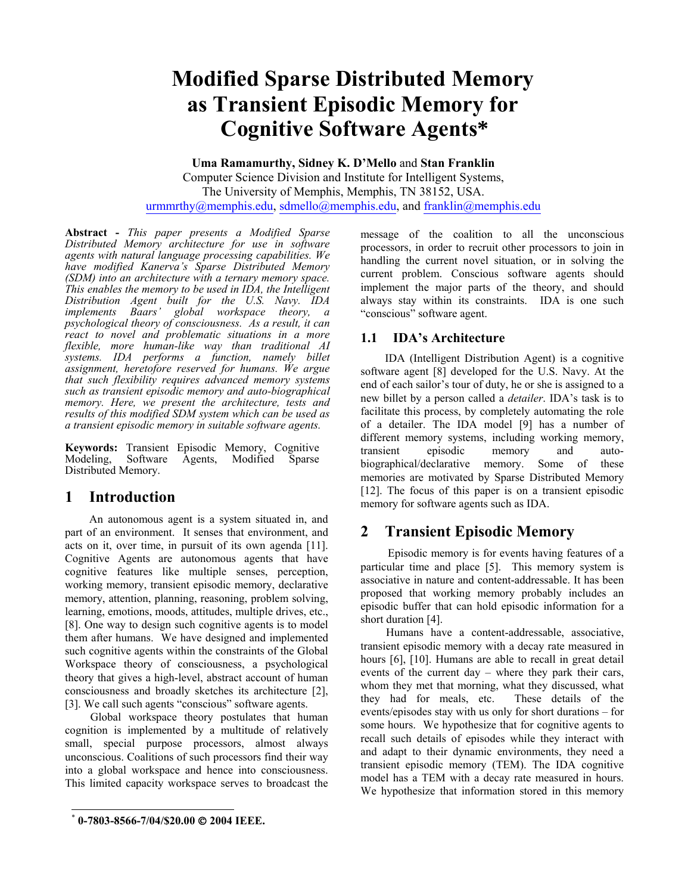# Modified Sparse Distributed Memory as Transient Episodic Memory for Cognitive Software Agents*

**Uma Ramamurthy, Sidney K. D'Mello** and **Stan Franklin**
Computer Science Division and Institute for Intelligent Systems,
The University of Memphis, Memphis, TN 38152, USA.
urmmrthy@memphis.edu, sdmello@memphis.edu, and franklin@memphis.edu

**Abstract -** *This paper presents a Modified Sparse Distributed Memory architecture for use in software agents with natural language processing capabilities. We have modified Kanerva's Sparse Distributed Memory (SDM) into an architecture with a ternary memory space. This enables the memory to be used in IDA, the Intelligent Distribution Agent built for the U.S. Navy. IDA implements Baars' global workspace theory, a psychological theory of consciousness. As a result, it can react to novel and problematic situations in a more flexible, more human-like way than traditional AI systems. IDA performs a function, namely billet assignment, heretofore reserved for humans. We argue that such flexibility requires advanced memory systems such as transient episodic memory and auto-biographical memory. Here, we present the architecture, tests and results of this modified SDM system which can be used as a transient episodic memory in suitable software agents.*

**Keywords:** Transient Episodic Memory, Cognitive Modeling, Software Agents, Modified Sparse Distributed Memory.

## 1 Introduction

An autonomous agent is a system situated in, and part of an environment. It senses that environment, and acts on it, over time, in pursuit of its own agenda [11]. Cognitive Agents are autonomous agents that have cognitive features like multiple senses, perception, working memory, transient episodic memory, declarative memory, attention, planning, reasoning, problem solving, learning, emotions, moods, attitudes, multiple drives, etc., [8]. One way to design such cognitive agents is to model them after humans. We have designed and implemented such cognitive agents within the constraints of the Global Workspace theory of consciousness, a psychological theory that gives a high-level, abstract account of human consciousness and broadly sketches its architecture [2], [3]. We call such agents "conscious" software agents.

Global workspace theory postulates that human cognition is implemented by a multitude of relatively small, special purpose processors, almost always unconscious. Coalitions of such processors find their way into a global workspace and hence into consciousness. This limited capacity workspace serves to broadcast the message of the coalition to all the unconscious processors, in order to recruit other processors to join in handling the current novel situation, or in solving the current problem. Conscious software agents should implement the major parts of the theory, and should always stay within its constraints. IDA is one such "conscious" software agent.

### 1.1 IDA's Architecture

IDA (Intelligent Distribution Agent) is a cognitive software agent [8] developed for the U.S. Navy. At the end of each sailor's tour of duty, he or she is assigned to a new billet by a person called a *detailer*. IDA's task is to facilitate this process, by completely automating the role of a detailer. The IDA model [9] has a number of different memory systems, including working memory, transient episodic memory and auto-biographical/declarative memory. Some of these memories are motivated by Sparse Distributed Memory [12]. The focus of this paper is on a transient episodic memory for software agents such as IDA.

## 2 Transient Episodic Memory

Episodic memory is for events having features of a particular time and place [5]. This memory system is associative in nature and content-addressable. It has been proposed that working memory probably includes an episodic buffer that can hold episodic information for a short duration [4].

Humans have a content-addressable, associative, transient episodic memory with a decay rate measured in hours [6], [10]. Humans are able to recall in great detail events of the current day – where they park their cars, whom they met that morning, what they discussed, what they had for meals, etc. These details of the events/episodes stay with us only for short durations – for some hours. We hypothesize that for cognitive agents to recall such details of episodes while they interact with and adapt to their dynamic environments, they need a transient episodic memory (TEM). The IDA cognitive model has a TEM with a decay rate measured in hours. We hypothesize that information stored in this memory

* 0-7803-8566-7/04/$20.00 © 2004 IEEE.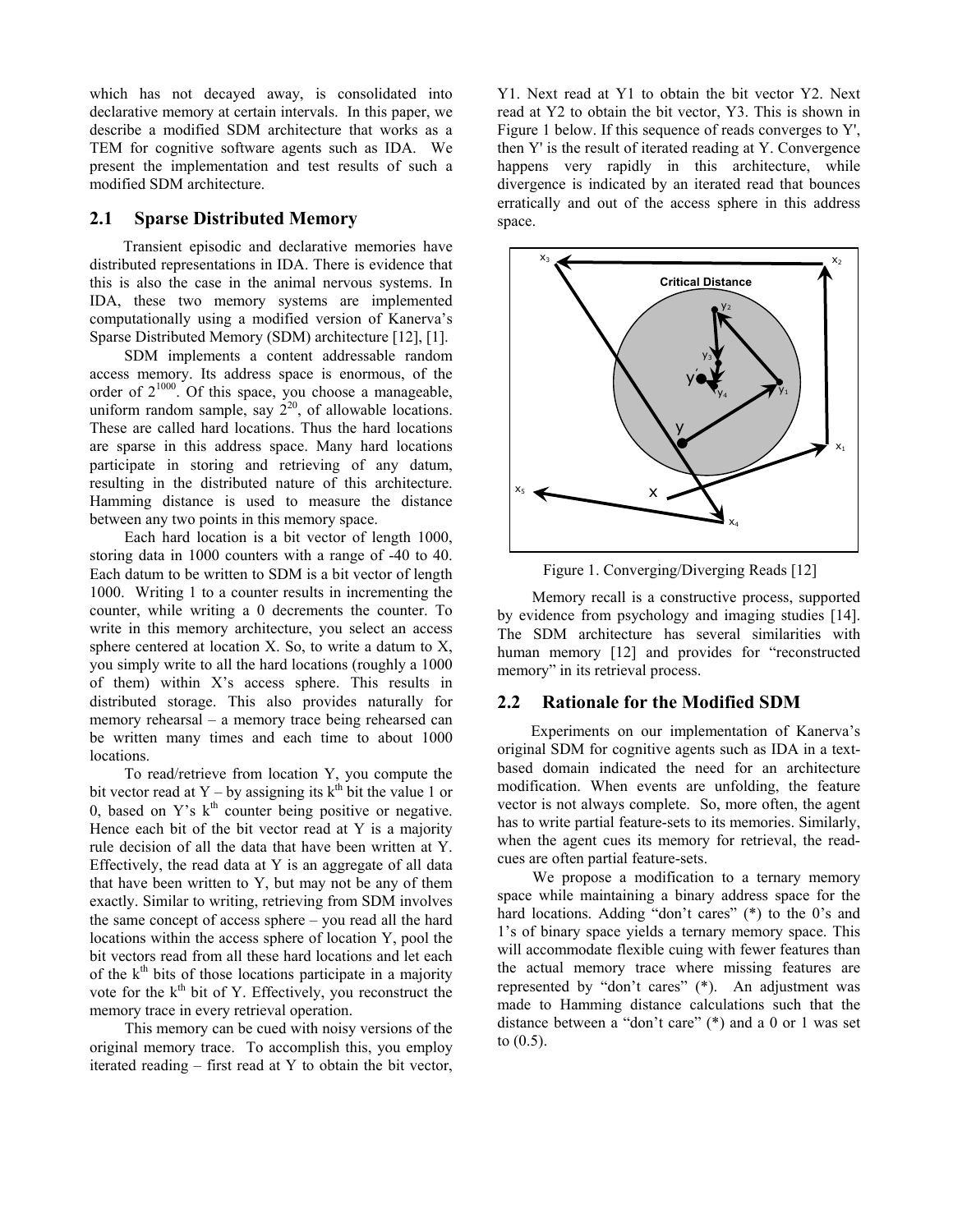which has not decayed away, is consolidated into declarative memory at certain intervals. In this paper, we describe a modified SDM architecture that works as a TEM for cognitive software agents such as IDA. We present the implementation and test results of such a modified SDM architecture.

## 2.1 Sparse Distributed Memory

Transient episodic and declarative memories have distributed representations in IDA. There is evidence that this is also the case in the animal nervous systems. In IDA, these two memory systems are implemented computationally using a modified version of Kanerva's Sparse Distributed Memory (SDM) architecture [12], [1].

SDM implements a content addressable random access memory. Its address space is enormous, of the order of $2^{1000}$. Of this space, you choose a manageable, uniform random sample, say $2^{20}$, of allowable locations. These are called hard locations. Thus the hard locations are sparse in this address space. Many hard locations participate in storing and retrieving of any datum, resulting in the distributed nature of this architecture. Hamming distance is used to measure the distance between any two points in this memory space.

Each hard location is a bit vector of length 1000, storing data in 1000 counters with a range of -40 to 40. Each datum to be written to SDM is a bit vector of length 1000. Writing 1 to a counter results in incrementing the counter, while writing a 0 decrements the counter. To write in this memory architecture, you select an access sphere centered at location X. So, to write a datum to X, you simply write to all the hard locations (roughly a 1000 of them) within X's access sphere. This results in distributed storage. This also provides naturally for memory rehearsal – a memory trace being rehearsed can be written many times and each time to about 1000 locations.

To read/retrieve from location Y, you compute the bit vector read at Y – by assigning its $k^{th}$ bit the value 1 or 0, based on Y's $k^{th}$ counter being positive or negative. Hence each bit of the bit vector read at Y is a majority rule decision of all the data that have been written at Y. Effectively, the read data at Y is an aggregate of all data that have been written to Y, but may not be any of them exactly. Similar to writing, retrieving from SDM involves the same concept of access sphere – you read all the hard locations within the access sphere of location Y, pool the bit vectors read from all these hard locations and let each of the $k^{th}$ bits of those locations participate in a majority vote for the $k^{th}$ bit of Y. Effectively, you reconstruct the memory trace in every retrieval operation.

This memory can be cued with noisy versions of the original memory trace. To accomplish this, you employ iterated reading – first read at Y to obtain the bit vector, Y1. Next read at Y1 to obtain the bit vector Y2. Next read at Y2 to obtain the bit vector, Y3. This is shown in Figure 1 below. If this sequence of reads converges to Y', then Y' is the result of iterated reading at Y. Convergence happens very rapidly in this architecture, while divergence is indicated by an iterated read that bounces erratically and out of the access sphere in this address space.

Figure 1. Converging/Diverging Reads [12]

Memory recall is a constructive process, supported by evidence from psychology and imaging studies [14]. The SDM architecture has several similarities with human memory [12] and provides for "reconstructed memory" in its retrieval process.

## 2.2 Rationale for the Modified SDM

Experiments on our implementation of Kanerva's original SDM for cognitive agents such as IDA in a text-based domain indicated the need for an architecture modification. When events are unfolding, the feature vector is not always complete. So, more often, the agent has to write partial feature-sets to its memories. Similarly, when the agent cues its memory for retrieval, the read-cues are often partial feature-sets.

We propose a modification to a ternary memory space while maintaining a binary address space for the hard locations. Adding "don't cares" (*) to the 0's and 1's of binary space yields a ternary memory space. This will accommodate flexible cuing with fewer features than the actual memory trace where missing features are represented by "don't cares" (*). An adjustment was made to Hamming distance calculations such that the distance between a "don't care" (*) and a 0 or 1 was set to (0.5).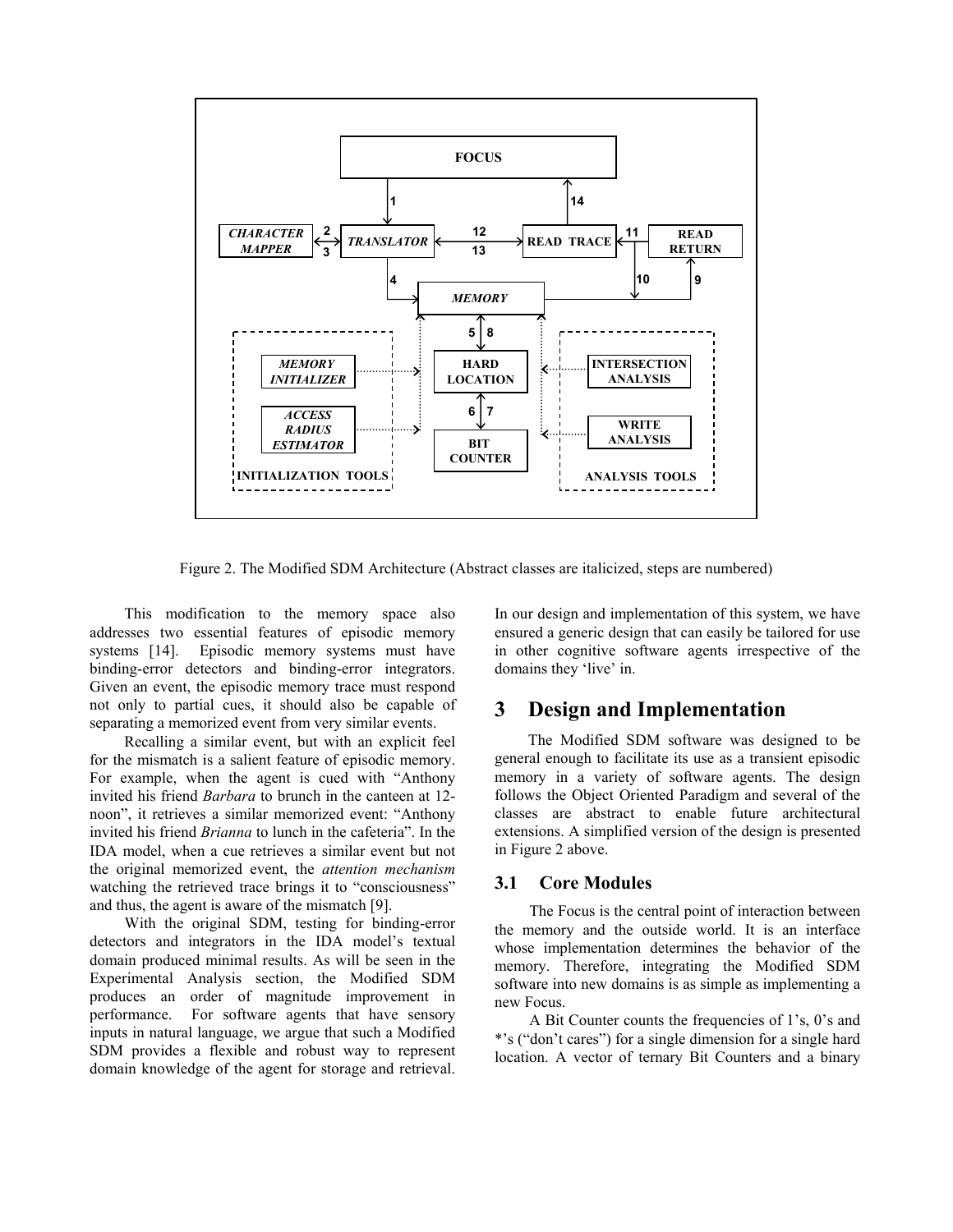Figure 2. The Modified SDM Architecture (Abstract classes are italicized, steps are numbered)

This modification to the memory space also addresses two essential features of episodic memory systems [14]. Episodic memory systems must have binding-error detectors and binding-error integrators. Given an event, the episodic memory trace must respond not only to partial cues, it should also be capable of separating a memorized event from very similar events.

Recalling a similar event, but with an explicit feel for the mismatch is a salient feature of episodic memory. For example, when the agent is cued with "Anthony invited his friend *Barbara* to brunch in the canteen at 12-noon", it retrieves a similar memorized event: "Anthony invited his friend *Brianna* to lunch in the cafeteria". In the IDA model, when a cue retrieves a similar event but not the original memorized event, the *attention mechanism* watching the retrieved trace brings it to "consciousness" and thus, the agent is aware of the mismatch [9].

With the original SDM, testing for binding-error detectors and integrators in the IDA model's textual domain produced minimal results. As will be seen in the Experimental Analysis section, the Modified SDM produces an order of magnitude improvement in performance. For software agents that have sensory inputs in natural language, we argue that such a Modified SDM provides a flexible and robust way to represent domain knowledge of the agent for storage and retrieval. In our design and implementation of this system, we have ensured a generic design that can easily be tailored for use in other cognitive software agents irrespective of the domains they 'live' in.

# 3 Design and Implementation

The Modified SDM software was designed to be general enough to facilitate its use as a transient episodic memory in a variety of software agents. The design follows the Object Oriented Paradigm and several of the classes are abstract to enable future architectural extensions. A simplified version of the design is presented in Figure 2 above.

## 3.1 Core Modules

The Focus is the central point of interaction between the memory and the outside world. It is an interface whose implementation determines the behavior of the memory. Therefore, integrating the Modified SDM software into new domains is as simple as implementing a new Focus.

A Bit Counter counts the frequencies of 1's, 0's and *'s ("don't cares") for a single dimension for a single hard location. A vector of ternary Bit Counters and a binary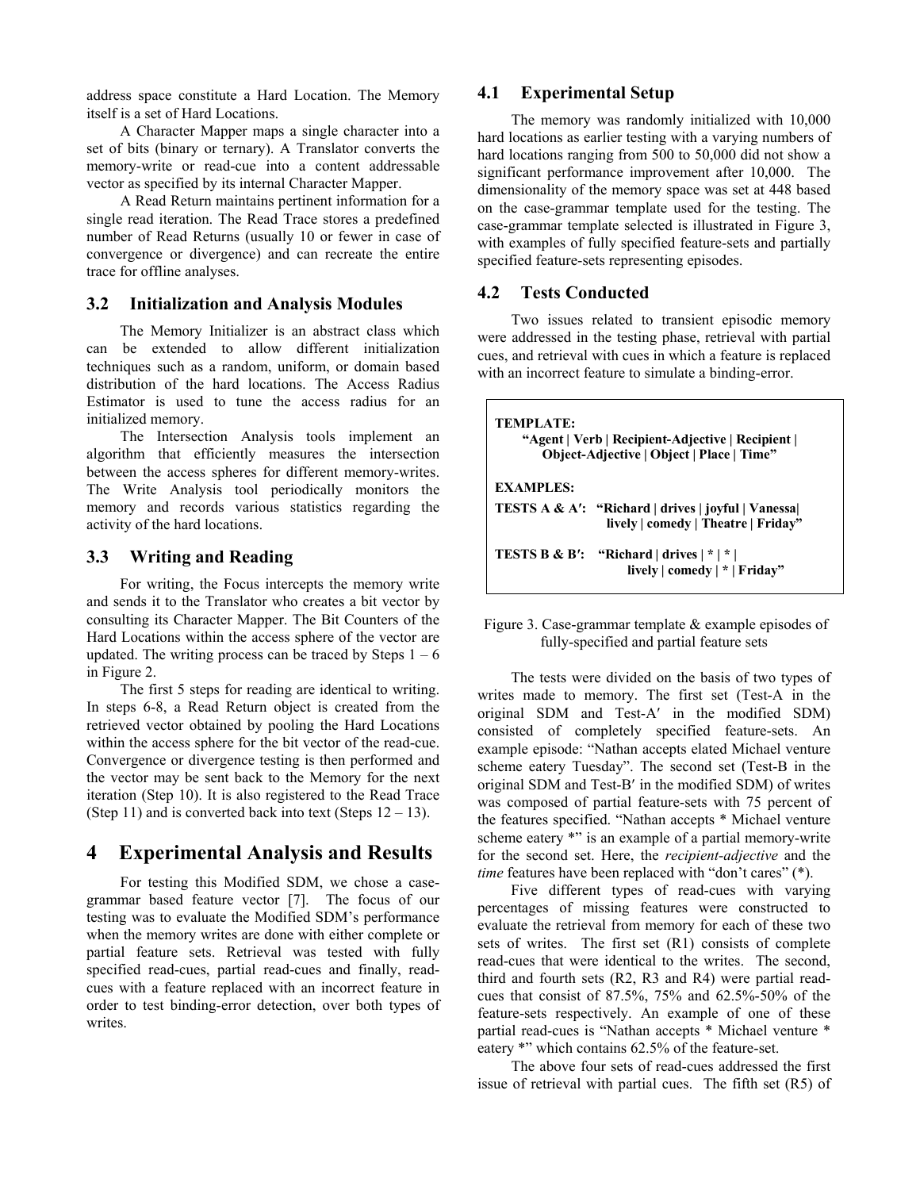address space constitute a Hard Location. The Memory itself is a set of Hard Locations.

A Character Mapper maps a single character into a set of bits (binary or ternary). A Translator converts the memory-write or read-cue into a content addressable vector as specified by its internal Character Mapper.

A Read Return maintains pertinent information for a single read iteration. The Read Trace stores a predefined number of Read Returns (usually 10 or fewer in case of convergence or divergence) and can recreate the entire trace for offline analyses.

### 3.2 Initialization and Analysis Modules

The Memory Initializer is an abstract class which can be extended to allow different initialization techniques such as a random, uniform, or domain based distribution of the hard locations. The Access Radius Estimator is used to tune the access radius for an initialized memory.

The Intersection Analysis tools implement an algorithm that efficiently measures the intersection between the access spheres for different memory-writes. The Write Analysis tool periodically monitors the memory and records various statistics regarding the activity of the hard locations.

### 3.3 Writing and Reading

For writing, the Focus intercepts the memory write and sends it to the Translator who creates a bit vector by consulting its Character Mapper. The Bit Counters of the Hard Locations within the access sphere of the vector are updated. The writing process can be traced by Steps 1 – 6 in Figure 2.

The first 5 steps for reading are identical to writing. In steps 6-8, a Read Return object is created from the retrieved vector obtained by pooling the Hard Locations within the access sphere for the bit vector of the read-cue. Convergence or divergence testing is then performed and the vector may be sent back to the Memory for the next iteration (Step 10). It is also registered to the Read Trace (Step 11) and is converted back into text (Steps 12 – 13).

## 4 Experimental Analysis and Results

For testing this Modified SDM, we chose a case-grammar based feature vector [7]. The focus of our testing was to evaluate the Modified SDM's performance when the memory writes are done with either complete or partial feature sets. Retrieval was tested with fully specified read-cues, partial read-cues and finally, read-cues with a feature replaced with an incorrect feature in order to test binding-error detection, over both types of writes.

### 4.1 Experimental Setup

The memory was randomly initialized with 10,000 hard locations as earlier testing with a varying numbers of hard locations ranging from 500 to 50,000 did not show a significant performance improvement after 10,000. The dimensionality of the memory space was set at 448 based on the case-grammar template used for the testing. The case-grammar template selected is illustrated in Figure 3, with examples of fully specified feature-sets and partially specified feature-sets representing episodes.

### 4.2 Tests Conducted

Two issues related to transient episodic memory were addressed in the testing phase, retrieval with partial cues, and retrieval with cues in which a feature is replaced with an incorrect feature to simulate a binding-error.

**TEMPLATE:**
**"Agent | Verb | Recipient-Adjective | Recipient | Object-Adjective | Object | Place | Time"**

**EXAMPLES:**

**TESTS A & A′: "Richard | drives | joyful | Vanessa| lively | comedy | Theatre | Friday"**

**TESTS B & B′: "Richard | drives | * | * | lively | comedy | * | Friday"**

Figure 3. Case-grammar template & example episodes of fully-specified and partial feature sets

The tests were divided on the basis of two types of writes made to memory. The first set (Test-A in the original SDM and Test-A′ in the modified SDM) consisted of completely specified feature-sets. An example episode: "Nathan accepts elated Michael venture scheme eatery Tuesday". The second set (Test-B in the original SDM and Test-B′ in the modified SDM) of writes was composed of partial feature-sets with 75 percent of the features specified. "Nathan accepts * Michael venture scheme eatery *" is an example of a partial memory-write for the second set. Here, the *recipient-adjective* and the *time* features have been replaced with "don't cares" (*).

Five different types of read-cues with varying percentages of missing features were constructed to evaluate the retrieval from memory for each of these two sets of writes. The first set (R1) consists of complete read-cues that were identical to the writes. The second, third and fourth sets (R2, R3 and R4) were partial read-cues that consist of 87.5%, 75% and 62.5%-50% of the feature-sets respectively. An example of one of these partial read-cues is "Nathan accepts * Michael venture * eatery *" which contains 62.5% of the feature-set.

The above four sets of read-cues addressed the first issue of retrieval with partial cues. The fifth set (R5) of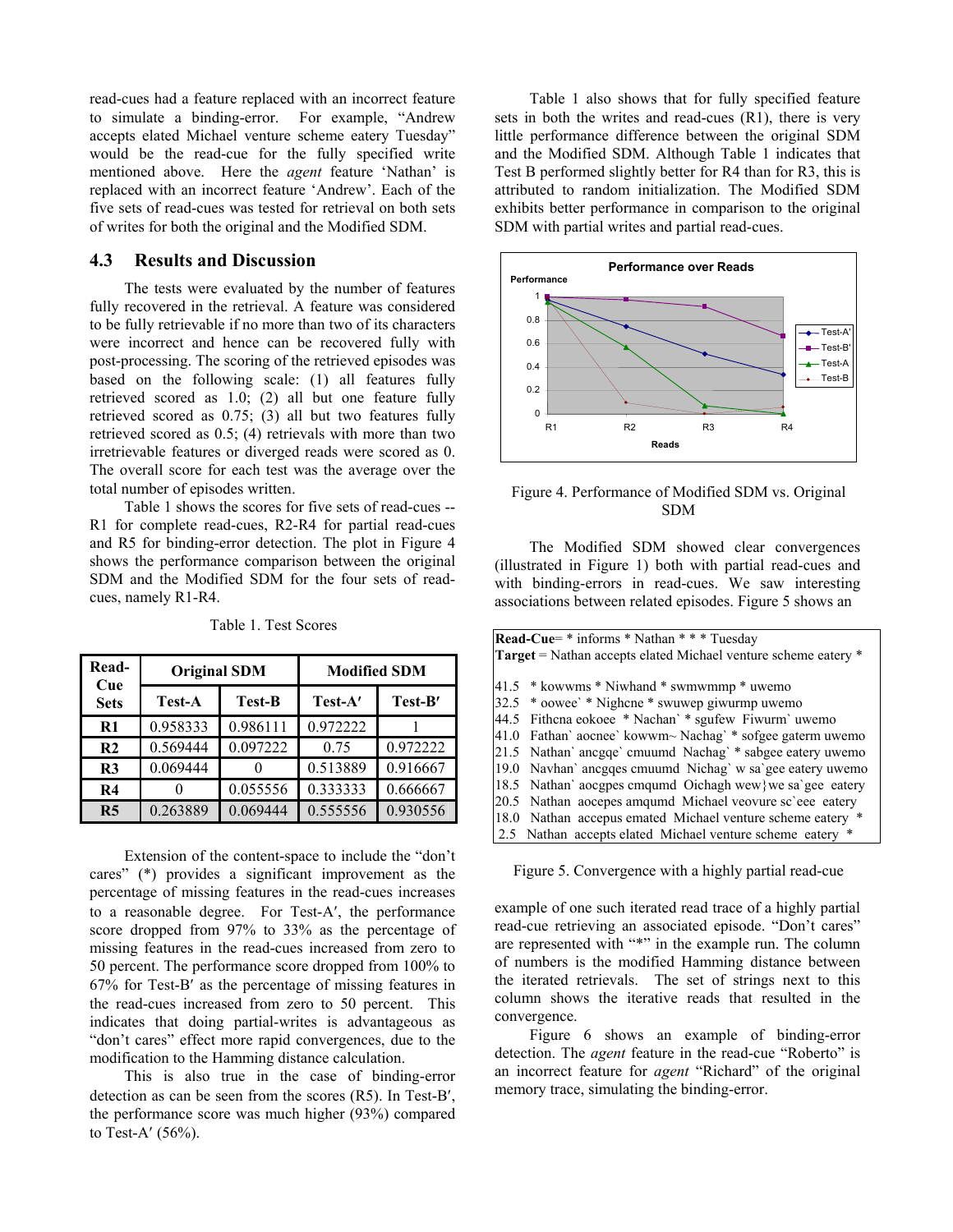read-cues had a feature replaced with an incorrect feature to simulate a binding-error. For example, "Andrew accepts elated Michael venture scheme eatery Tuesday" would be the read-cue for the fully specified write mentioned above. Here the *agent* feature 'Nathan' is replaced with an incorrect feature 'Andrew'. Each of the five sets of read-cues was tested for retrieval on both sets of writes for both the original and the Modified SDM.

### 4.3 Results and Discussion

The tests were evaluated by the number of features fully recovered in the retrieval. A feature was considered to be fully retrievable if no more than two of its characters were incorrect and hence can be recovered fully with post-processing. The scoring of the retrieved episodes was based on the following scale: (1) all features fully retrieved scored as 1.0; (2) all but one feature fully retrieved scored as 0.75; (3) all but two features fully retrieved scored as 0.5; (4) retrievals with more than two irretrievable features or diverged reads were scored as 0. The overall score for each test was the average over the total number of episodes written.

Table 1 shows the scores for five sets of read-cues -- R1 for complete read-cues, R2-R4 for partial read-cues and R5 for binding-error detection. The plot in Figure 4 shows the performance comparison between the original SDM and the Modified SDM for the four sets of read-cues, namely R1-R4.

Table 1. Test Scores

| Read-Cue Sets | Original SDM | | Modified SDM | |
|---|---|---|---|---|
| | Test-A | Test-B | Test-A′ | Test-B′ |
| **R1** | 0.958333 | 0.986111 | 0.972222 | 1 |
| **R2** | 0.569444 | 0.097222 | 0.75 | 0.972222 |
| **R3** | 0.069444 | 0 | 0.513889 | 0.916667 |
| **R4** | 0 | 0.055556 | 0.333333 | 0.666667 |
| **R5** | 0.263889 | 0.069444 | 0.555556 | 0.930556 |

Extension of the content-space to include the "don't cares" (*) provides a significant improvement as the percentage of missing features in the read-cues increases to a reasonable degree. For Test-A′, the performance score dropped from 97% to 33% as the percentage of missing features in the read-cues increased from zero to 50 percent. The performance score dropped from 100% to 67% for Test-B′ as the percentage of missing features in the read-cues increased from zero to 50 percent. This indicates that doing partial-writes is advantageous as "don't cares" effect more rapid convergences, due to the modification to the Hamming distance calculation.

This is also true in the case of binding-error detection as can be seen from the scores (R5). In Test-B′, the performance score was much higher (93%) compared to Test-A′ (56%).

Table 1 also shows that for fully specified feature sets in both the writes and read-cues (R1), there is very little performance difference between the original SDM and the Modified SDM. Although Table 1 indicates that Test B performed slightly better for R4 than for R3, this is attributed to random initialization. The Modified SDM exhibits better performance in comparison to the original SDM with partial writes and partial read-cues.

Figure 4. Performance of Modified SDM vs. Original SDM

The Modified SDM showed clear convergences (illustrated in Figure 1) both with partial read-cues and with binding-errors in read-cues. We saw interesting associations between related episodes. Figure 5 shows an example of one such iterated read trace of a highly partial read-cue retrieving an associated episode. "Don't cares" are represented with "*" in the example run. The column of numbers is the modified Hamming distance between the iterated retrievals. The set of strings next to this column shows the iterative reads that resulted in the convergence.

```
Read-Cue= * informs * Nathan * * * Tuesday
Target = Nathan accepts elated Michael venture scheme eatery *

41.5  * kowwms * Niwhand * swmwmmp * uwemo
32.5  * oowee` * Nighcne * swuwep giwurmp uwemo
44.5  Fithcna eokoee  * Nachan` * sgufew  Fiwurm` uwemo
41.0  Fathan` aocnee` kowwm~ Nachag` * sofgee gaterm uwemo
21.5  Nathan` ancgqe` cmuumd  Nachag` * sabgee eatery uwemo
19.0  Navhan` ancgqes cmuumd  Nichag` w sa`gee eatery uwemo
18.5  Nathan` aocgpes cmqumd  Oichagh wew}we sa`gee  eatery
20.5  Nathan  aocepes amqumd  Michael veovure sc`eee  eatery
18.0  Nathan  accepus emated  Michael venture scheme eatery  *
 2.5  Nathan  accepts elated  Michael venture scheme  eatery  *
```

Figure 5. Convergence with a highly partial read-cue

Figure 6 shows an example of binding-error detection. The *agent* feature in the read-cue "Roberto" is an incorrect feature for *agent* "Richard" of the original memory trace, simulating the binding-error.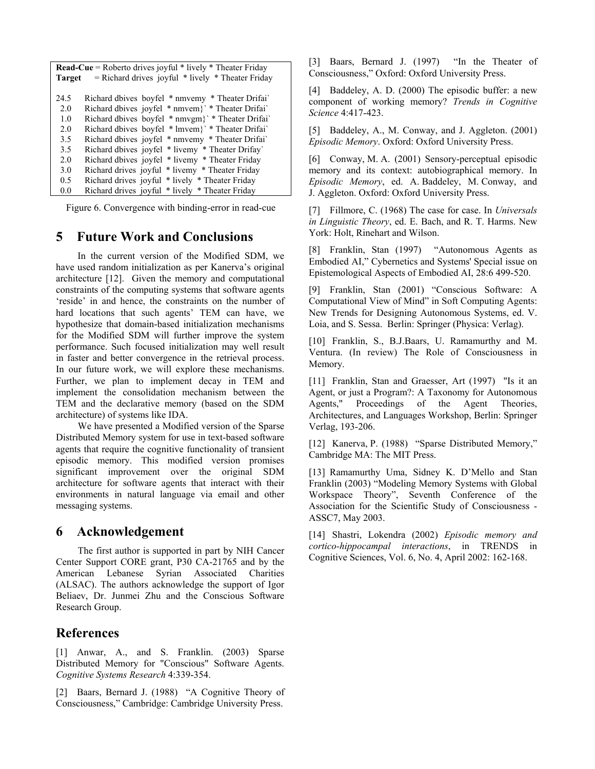| | |
|---|---|
| **Read-Cue** = Roberto drives joyful * lively * Theater Friday | |
| **Target** = Richard drives joyful * lively * Theater Friday | |
| 24.5 | Richard dbives boyfel * nmvemy * Theater Drifai` |
| 2.0 | Richard dbives joyfel * nmvem}` * Theater Drifai` |
| 1.0 | Richard dbives boyfel * nmvgm}` * Theater Drifai` |
| 2.0 | Richard dbives boyfel * lmvem}` * Theater Drifai` |
| 3.5 | Richard dbives joyfel * nmvemy * Theater Drifai` |
| 3.5 | Richard dbives joyfel * livemy * Theater Drifay` |
| 2.0 | Richard dbives joyfel * livemy * Theater Friday |
| 3.0 | Richard drives joyful * livemy * Theater Friday |
| 0.5 | Richard drives joyful * lively * Theater Friday |
| 0.0 | Richard drives joyful * lively * Theater Friday |

Figure 6. Convergence with binding-error in read-cue

## 5 Future Work and Conclusions

In the current version of the Modified SDM, we have used random initialization as per Kanerva's original architecture [12]. Given the memory and computational constraints of the computing systems that software agents 'reside' in and hence, the constraints on the number of hard locations that such agents' TEM can have, we hypothesize that domain-based initialization mechanisms for the Modified SDM will further improve the system performance. Such focused initialization may well result in faster and better convergence in the retrieval process. In our future work, we will explore these mechanisms. Further, we plan to implement decay in TEM and implement the consolidation mechanism between the TEM and the declarative memory (based on the SDM architecture) of systems like IDA.

We have presented a Modified version of the Sparse Distributed Memory system for use in text-based software agents that require the cognitive functionality of transient episodic memory. This modified version promises significant improvement over the original SDM architecture for software agents that interact with their environments in natural language via email and other messaging systems.

## 6 Acknowledgement

The first author is supported in part by NIH Cancer Center Support CORE grant, P30 CA-21765 and by the American Lebanese Syrian Associated Charities (ALSAC). The authors acknowledge the support of Igor Beliaev, Dr. Junmei Zhu and the Conscious Software Research Group.

## References

[1] Anwar, A., and S. Franklin. (2003) Sparse Distributed Memory for "Conscious" Software Agents. *Cognitive Systems Research* 4:339-354.

[2] Baars, Bernard J. (1988) "A Cognitive Theory of Consciousness," Cambridge: Cambridge University Press.

[3] Baars, Bernard J. (1997) "In the Theater of Consciousness," Oxford: Oxford University Press.

[4] Baddeley, A. D. (2000) The episodic buffer: a new component of working memory? *Trends in Cognitive Science* 4:417-423.

[5] Baddeley, A., M. Conway, and J. Aggleton. (2001) *Episodic Memory*. Oxford: Oxford University Press.

[6] Conway, M. A. (2001) Sensory-perceptual episodic memory and its context: autobiographical memory. In *Episodic Memory*, ed. A. Baddeley, M. Conway, and J. Aggleton. Oxford: Oxford University Press.

[7] Fillmore, C. (1968) The case for case. In *Universals in Linguistic Theory*, ed. E. Bach, and R. T. Harms. New York: Holt, Rinehart and Wilson.

[8] Franklin, Stan (1997) "Autonomous Agents as Embodied AI," Cybernetics and Systems' Special issue on Epistemological Aspects of Embodied AI, 28:6 499-520.

[9] Franklin, Stan (2001) "Conscious Software: A Computational View of Mind" in Soft Computing Agents: New Trends for Designing Autonomous Systems, ed. V. Loia, and S. Sessa. Berlin: Springer (Physica: Verlag).

[10] Franklin, S., B.J.Baars, U. Ramamurthy and M. Ventura. (In review) The Role of Consciousness in Memory.

[11] Franklin, Stan and Graesser, Art (1997) "Is it an Agent, or just a Program?: A Taxonomy for Autonomous Agents," Proceedings of the Agent Theories, Architectures, and Languages Workshop, Berlin: Springer Verlag, 193-206.

[12] Kanerva, P. (1988) "Sparse Distributed Memory," Cambridge MA: The MIT Press.

[13] Ramamurthy Uma, Sidney K. D'Mello and Stan Franklin (2003) "Modeling Memory Systems with Global Workspace Theory", Seventh Conference of the Association for the Scientific Study of Consciousness - ASSC7, May 2003.

[14] Shastri, Lokendra (2002) *Episodic memory and cortico-hippocampal interactions*, in TRENDS in Cognitive Sciences, Vol. 6, No. 4, April 2002: 162-168.